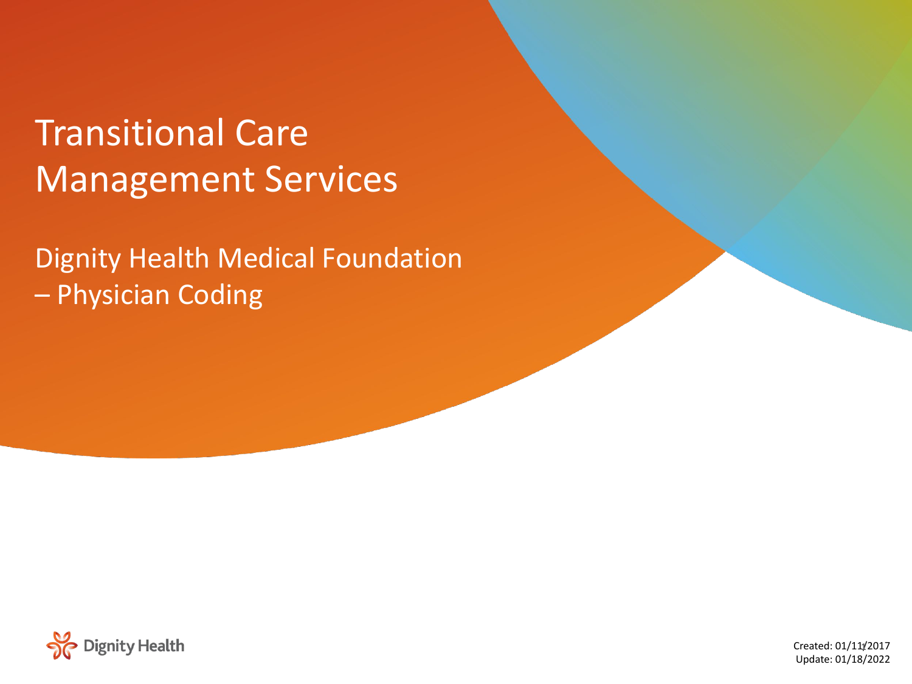# Transitional Care Management Services

## Dignity Health Medical Foundation – Physician Coding

Dignity Health

Created: 01/11/2017
Update: 01/18/2022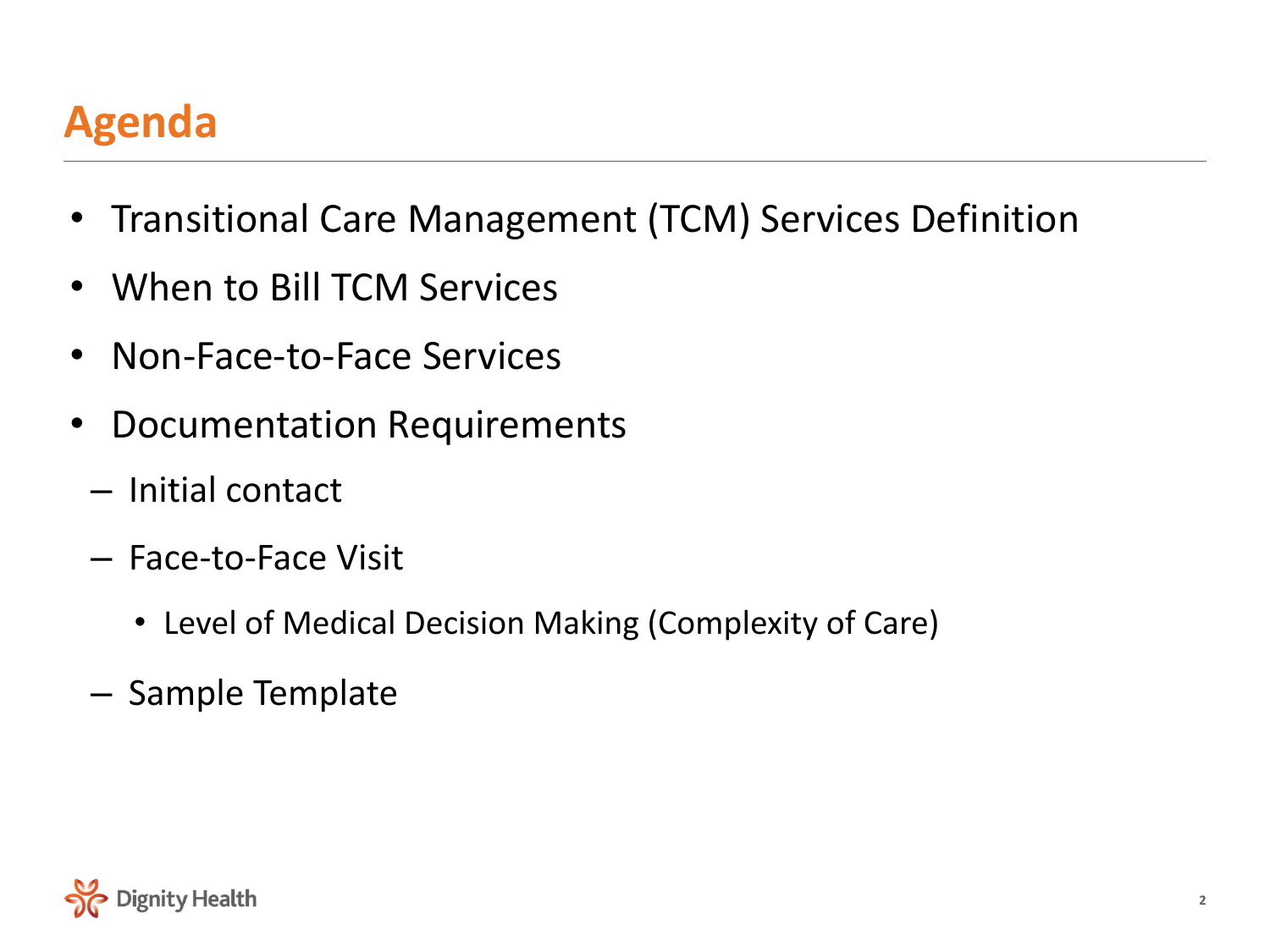# Agenda

- Transitional Care Management (TCM) Services Definition
- When to Bill TCM Services
- Non-Face-to-Face Services
- Documentation Requirements
  - Initial contact
  - Face-to-Face Visit
    - Level of Medical Decision Making (Complexity of Care)
  - Sample Template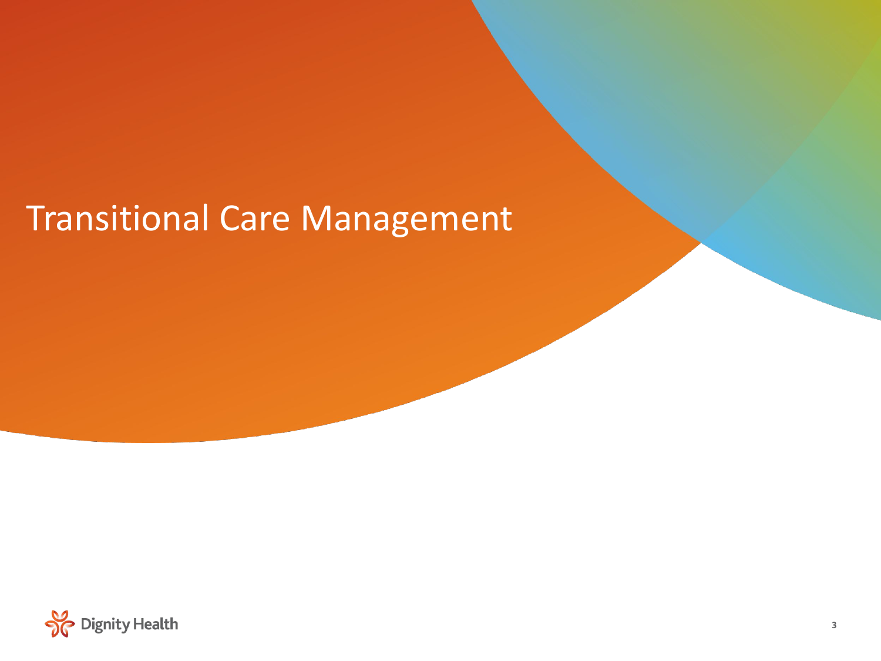# Transitional Care Management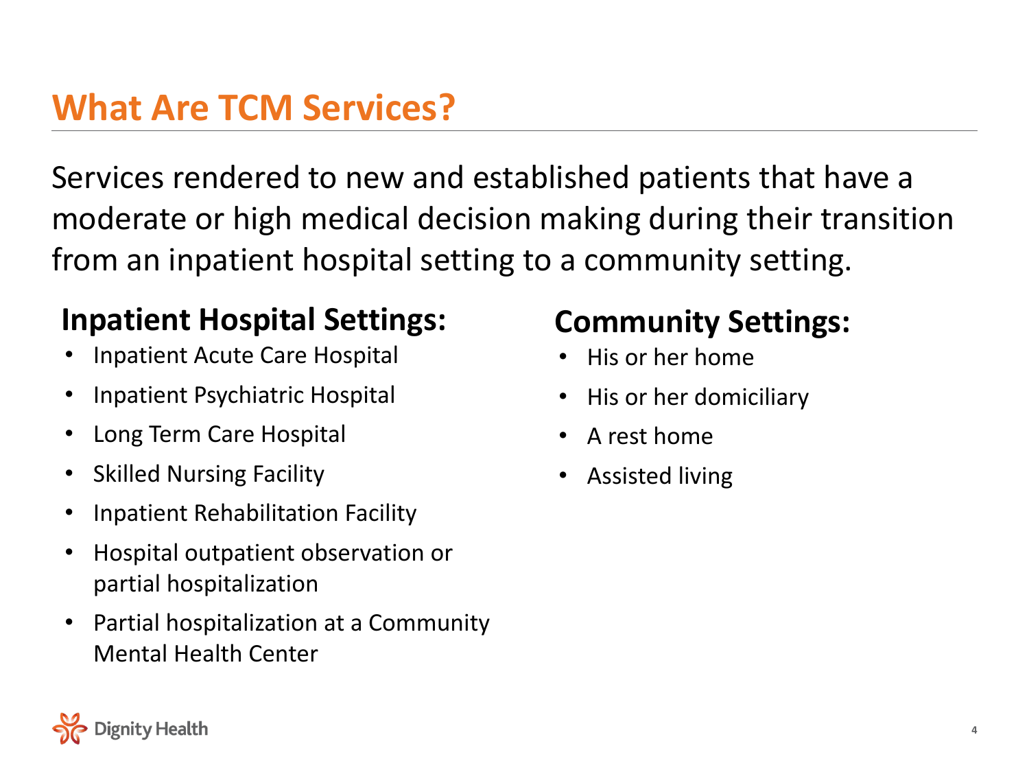# What Are TCM Services?

Services rendered to new and established patients that have a moderate or high medical decision making during their transition from an inpatient hospital setting to a community setting.

## Inpatient Hospital Settings:

- Inpatient Acute Care Hospital
- Inpatient Psychiatric Hospital
- Long Term Care Hospital
- Skilled Nursing Facility
- Inpatient Rehabilitation Facility
- Hospital outpatient observation or partial hospitalization
- Partial hospitalization at a Community Mental Health Center

## Community Settings:

- His or her home
- His or her domiciliary
- A rest home
- Assisted living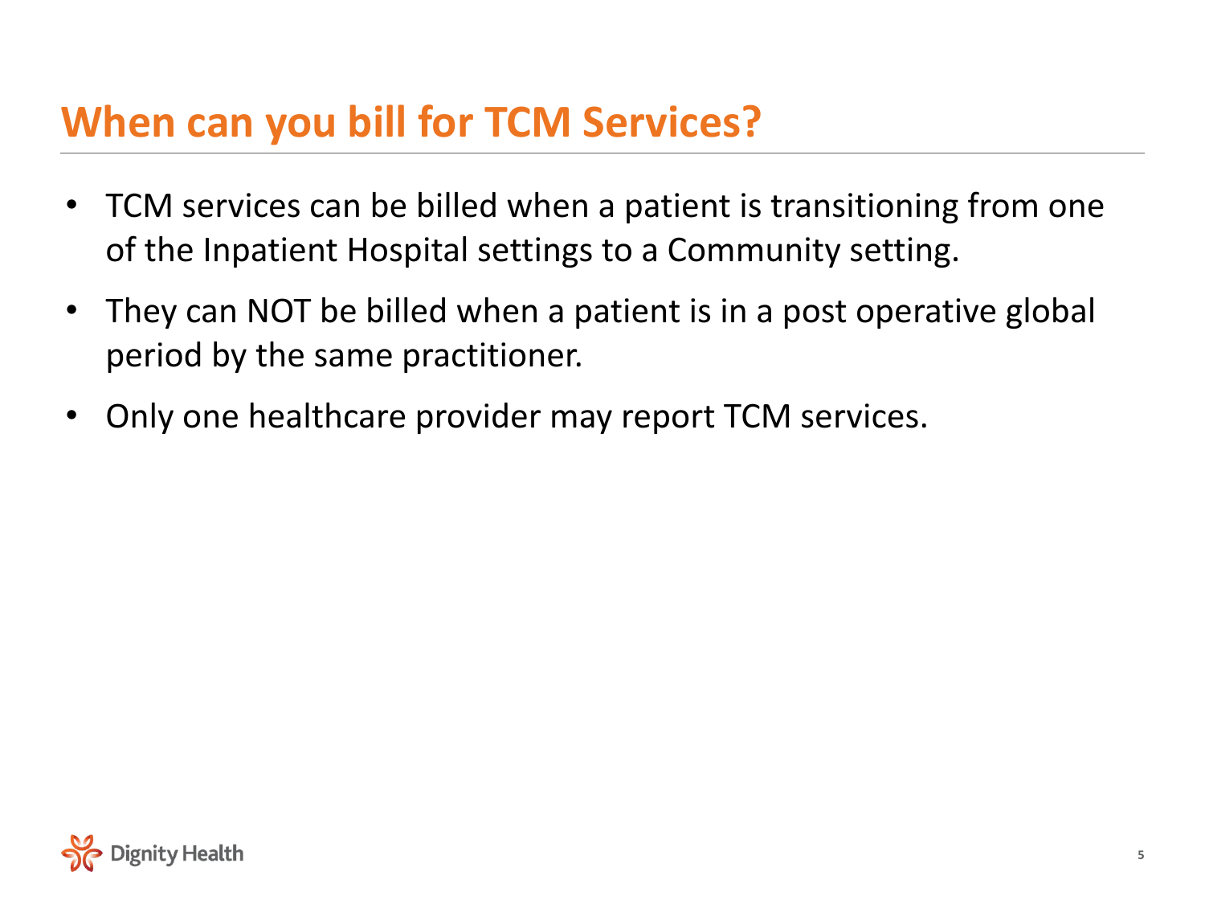# When can you bill for TCM Services?

- TCM services can be billed when a patient is transitioning from one of the Inpatient Hospital settings to a Community setting.
- They can NOT be billed when a patient is in a post operative global period by the same practitioner.
- Only one healthcare provider may report TCM services.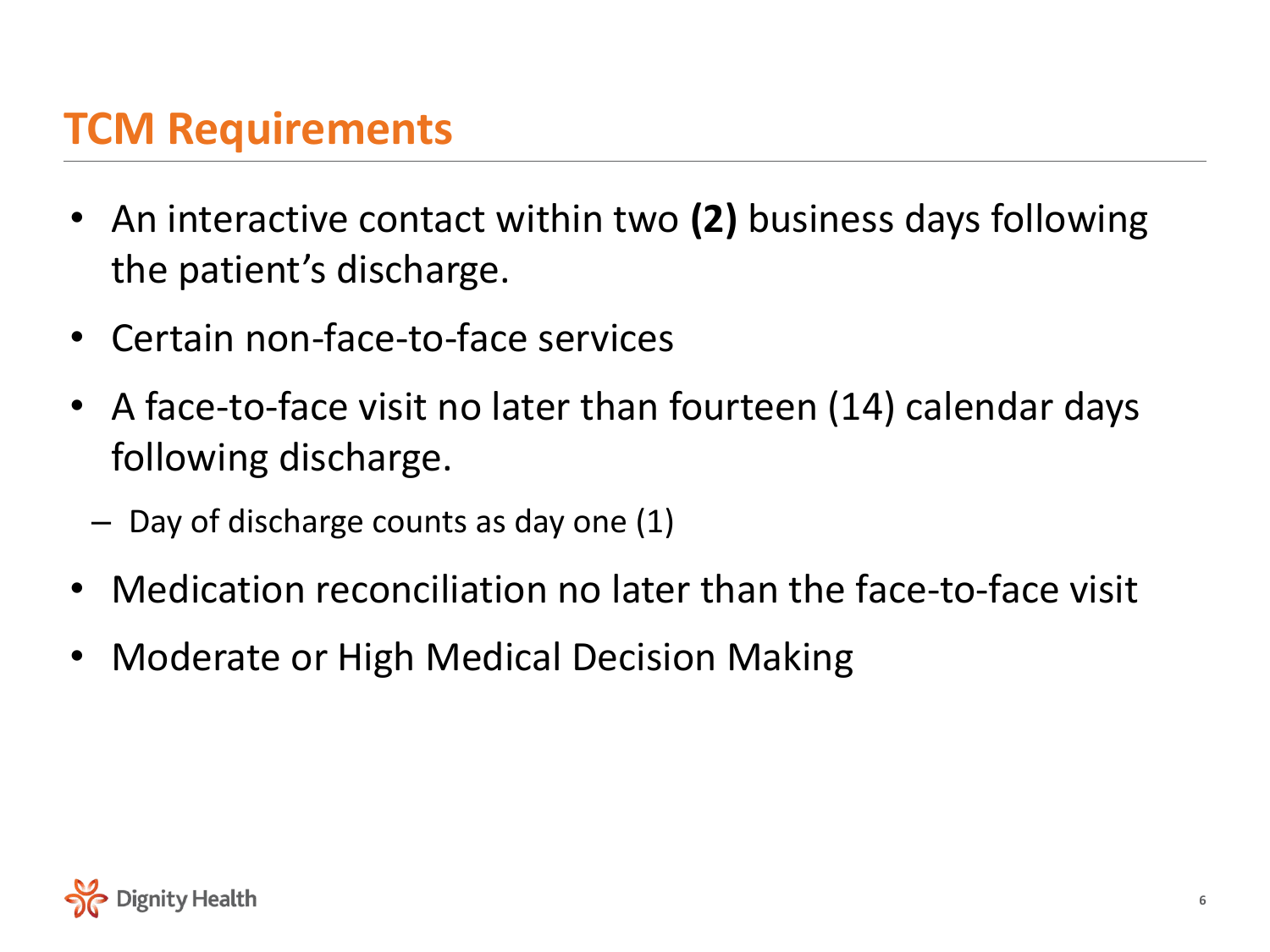# TCM Requirements

- An interactive contact within two **(2)** business days following the patient's discharge.
- Certain non-face-to-face services
- A face-to-face visit no later than fourteen (14) calendar days following discharge.
  - Day of discharge counts as day one (1)
- Medication reconciliation no later than the face-to-face visit
- Moderate or High Medical Decision Making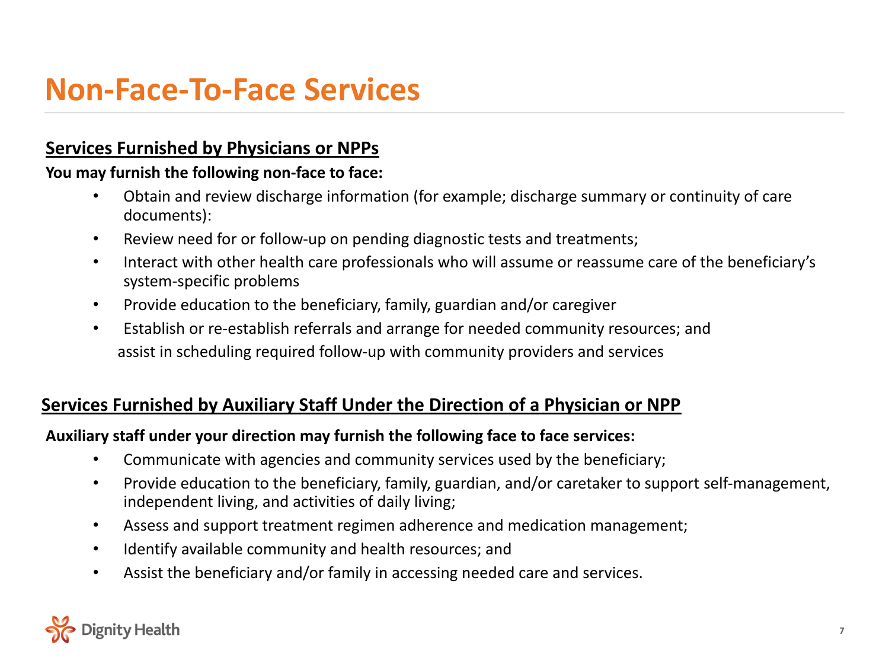# Non-Face-To-Face Services

## Services Furnished by Physicians or NPPs

**You may furnish the following non-face to face:**

- Obtain and review discharge information (for example; discharge summary or continuity of care documents):
- Review need for or follow-up on pending diagnostic tests and treatments;
- Interact with other health care professionals who will assume or reassume care of the beneficiary's system-specific problems
- Provide education to the beneficiary, family, guardian and/or caregiver
- Establish or re-establish referrals and arrange for needed community resources; and assist in scheduling required follow-up with community providers and services

## Services Furnished by Auxiliary Staff Under the Direction of a Physician or NPP

**Auxiliary staff under your direction may furnish the following face to face services:**

- Communicate with agencies and community services used by the beneficiary;
- Provide education to the beneficiary, family, guardian, and/or caretaker to support self-management, independent living, and activities of daily living;
- Assess and support treatment regimen adherence and medication management;
- Identify available community and health resources; and
- Assist the beneficiary and/or family in accessing needed care and services.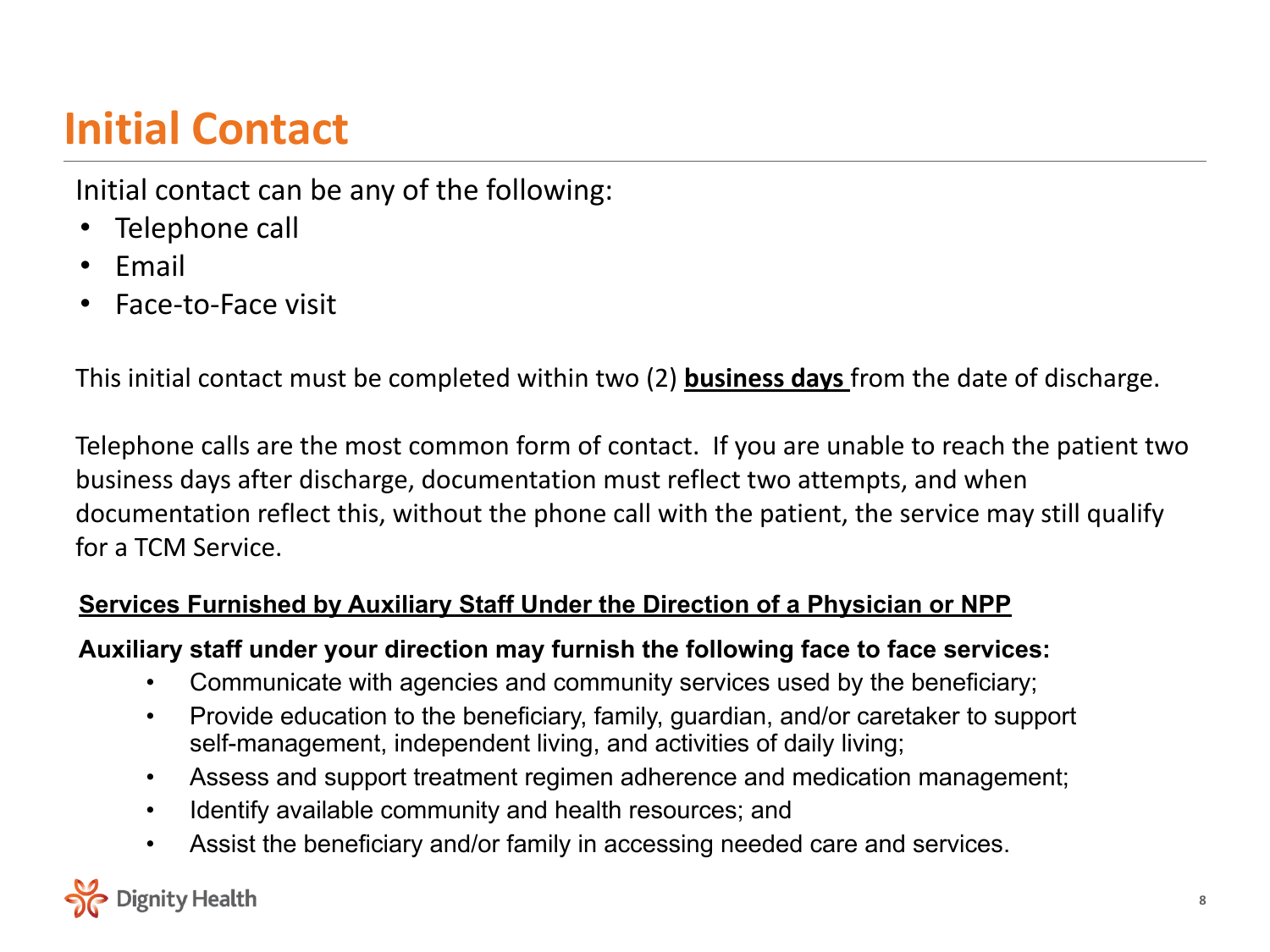# Initial Contact

Initial contact can be any of the following:

- Telephone call
- Email
- Face-to-Face visit

This initial contact must be completed within two (2) **business days** from the date of discharge.

Telephone calls are the most common form of contact. If you are unable to reach the patient two business days after discharge, documentation must reflect two attempts, and when documentation reflect this, without the phone call with the patient, the service may still qualify for a TCM Service.

**Services Furnished by Auxiliary Staff Under the Direction of a Physician or NPP**

**Auxiliary staff under your direction may furnish the following face to face services:**

- Communicate with agencies and community services used by the beneficiary;
- Provide education to the beneficiary, family, guardian, and/or caretaker to support self-management, independent living, and activities of daily living;
- Assess and support treatment regimen adherence and medication management;
- Identify available community and health resources; and
- Assist the beneficiary and/or family in accessing needed care and services.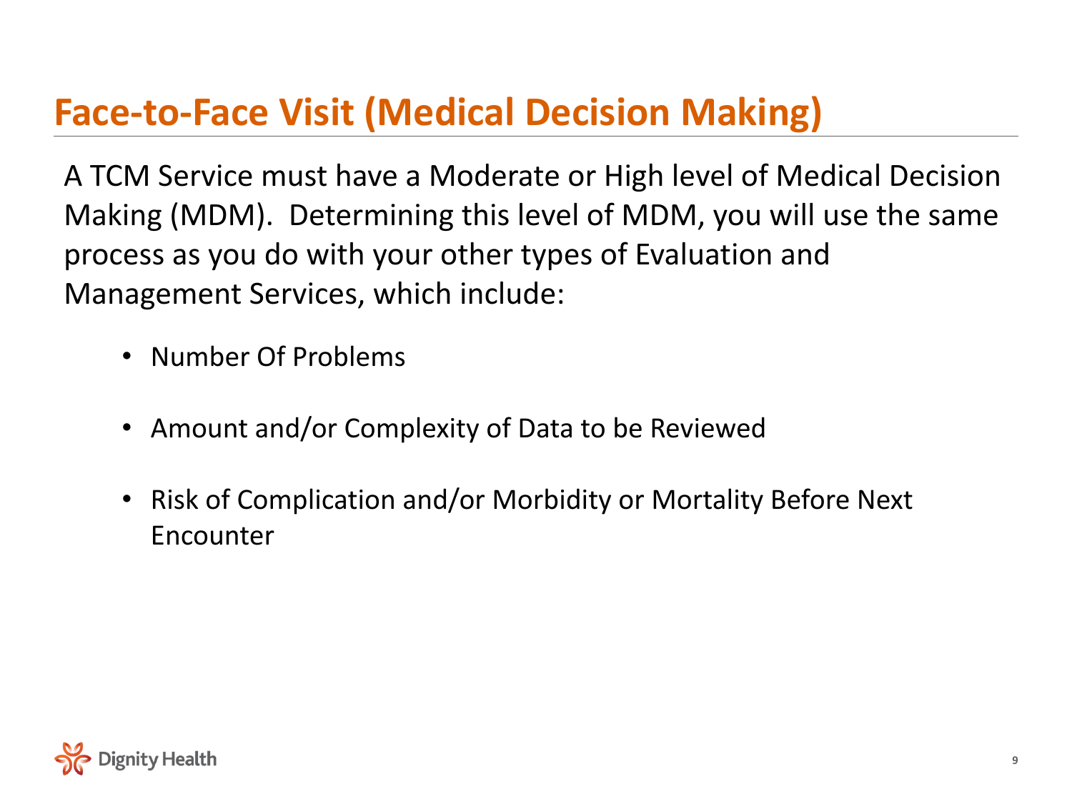# Face-to-Face Visit (Medical Decision Making)

A TCM Service must have a Moderate or High level of Medical Decision Making (MDM). Determining this level of MDM, you will use the same process as you do with your other types of Evaluation and Management Services, which include:

- Number Of Problems
- Amount and/or Complexity of Data to be Reviewed
- Risk of Complication and/or Morbidity or Mortality Before Next Encounter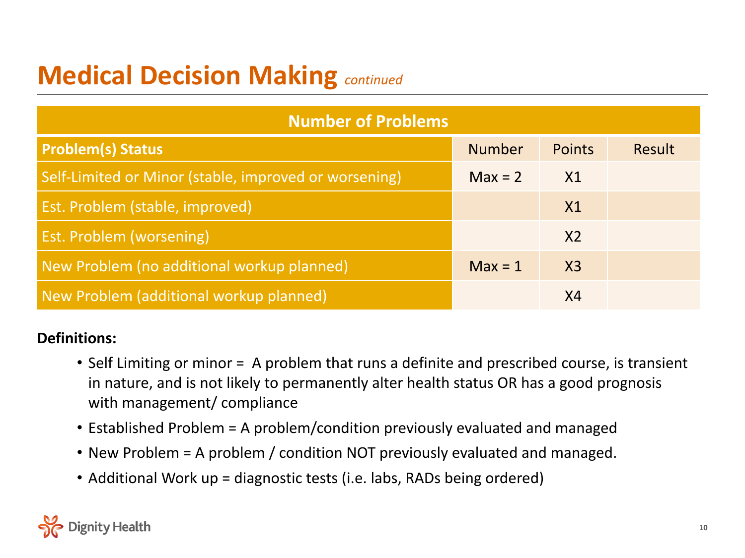# Medical Decision Making *continued*

| Number of Problems | | | |
|---|---|---|---|
| **Problem(s) Status** | Number | Points | Result |
| Self-Limited or Minor (stable, improved or worsening) | Max = 2 | X1 | |
| Est. Problem (stable, improved) | | X1 | |
| Est. Problem (worsening) | | X2 | |
| New Problem (no additional workup planned) | Max = 1 | X3 | |
| New Problem (additional workup planned) | | X4 | |

**Definitions:**

- Self Limiting or minor = A problem that runs a definite and prescribed course, is transient in nature, and is not likely to permanently alter health status OR has a good prognosis with management/ compliance
- Established Problem = A problem/condition previously evaluated and managed
- New Problem = A problem / condition NOT previously evaluated and managed.
- Additional Work up = diagnostic tests (i.e. labs, RADs being ordered)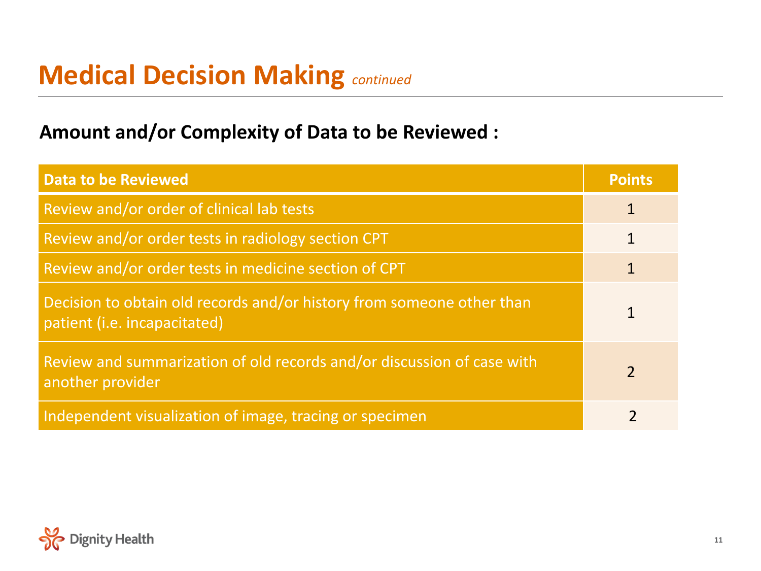# Medical Decision Making *continued*

## Amount and/or Complexity of Data to be Reviewed :

| Data to be Reviewed | Points |
|---|---|
| Review and/or order of clinical lab tests | 1 |
| Review and/or order tests in radiology section CPT | 1 |
| Review and/or order tests in medicine section of CPT | 1 |
| Decision to obtain old records and/or history from someone other than patient (i.e. incapacitated) | 1 |
| Review and summarization of old records and/or discussion of case with another provider | 2 |
| Independent visualization of image, tracing or specimen | 2 |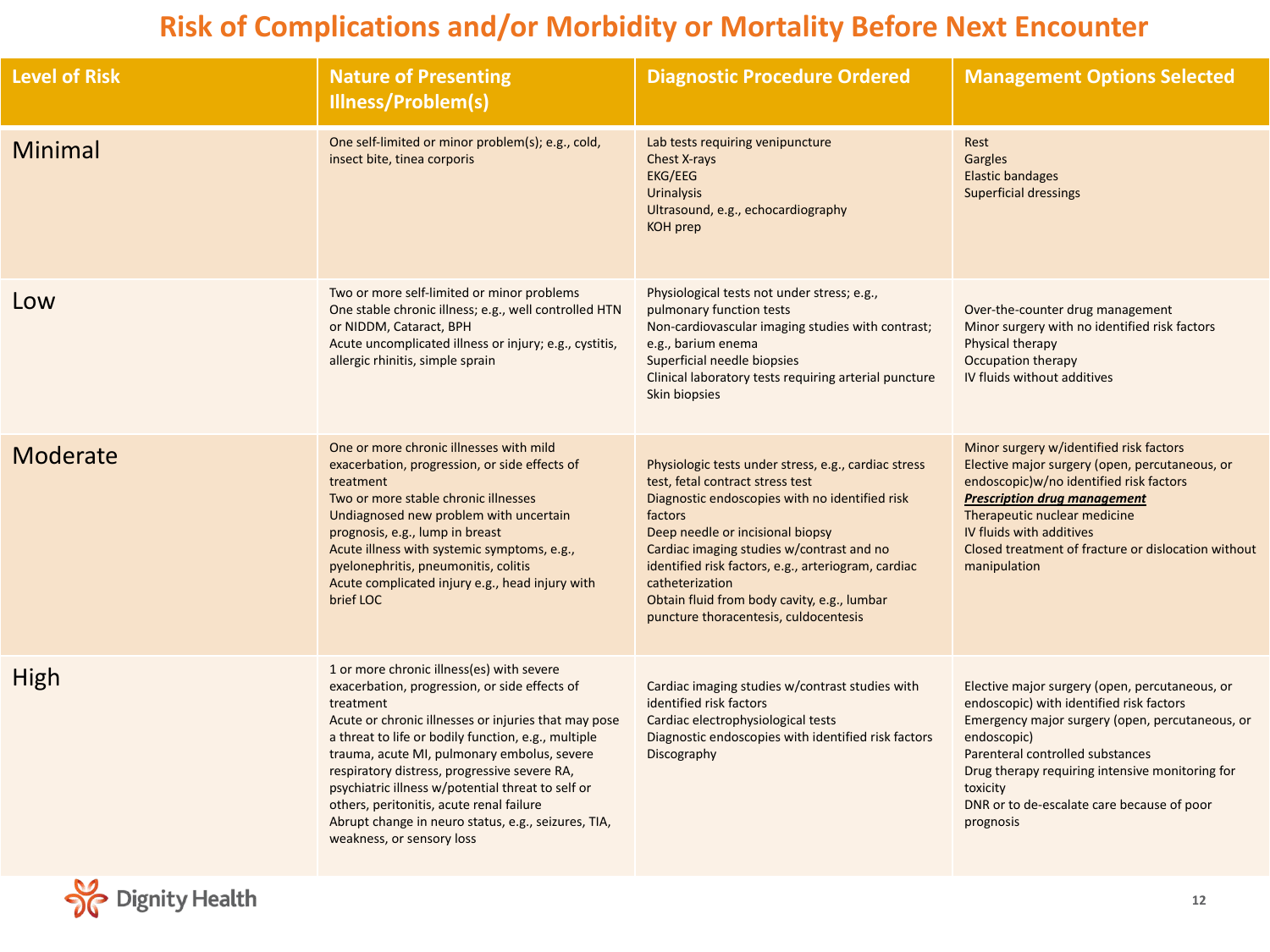# Risk of Complications and/or Morbidity or Mortality Before Next Encounter

| Level of Risk | Nature of Presenting Illness/Problem(s) | Diagnostic Procedure Ordered | Management Options Selected |
|---|---|---|---|
| Minimal | One self-limited or minor problem(s); e.g., cold, insect bite, tinea corporis | Lab tests requiring venipuncture<br>Chest X-rays<br>EKG/EEG<br>Urinalysis<br>Ultrasound, e.g., echocardiography<br>KOH prep | Rest<br>Gargles<br>Elastic bandages<br>Superficial dressings |
| Low | Two or more self-limited or minor problems<br>One stable chronic illness; e.g., well controlled HTN or NIDDM, Cataract, BPH<br>Acute uncomplicated illness or injury; e.g., cystitis, allergic rhinitis, simple sprain | Physiological tests not under stress; e.g., pulmonary function tests<br>Non-cardiovascular imaging studies with contrast; e.g., barium enema<br>Superficial needle biopsies<br>Clinical laboratory tests requiring arterial puncture<br>Skin biopsies | Over-the-counter drug management<br>Minor surgery with no identified risk factors<br>Physical therapy<br>Occupation therapy<br>IV fluids without additives |
| Moderate | One or more chronic illnesses with mild exacerbation, progression, or side effects of treatment<br>Two or more stable chronic illnesses<br>Undiagnosed new problem with uncertain prognosis, e.g., lump in breast<br>Acute illness with systemic symptoms, e.g., pyelonephritis, pneumonitis, colitis<br>Acute complicated injury e.g., head injury with brief LOC | Physiologic tests under stress, e.g., cardiac stress test, fetal contract stress test<br>Diagnostic endoscopies with no identified risk factors<br>Deep needle or incisional biopsy<br>Cardiac imaging studies w/contrast and no identified risk factors, e.g., arteriogram, cardiac catheterization<br>Obtain fluid from body cavity, e.g., lumbar puncture thoracentesis, culdocentesis | Minor surgery w/identified risk factors<br>Elective major surgery (open, percutaneous, or endoscopic)w/no identified risk factors<br>***Prescription drug management***<br>Therapeutic nuclear medicine<br>IV fluids with additives<br>Closed treatment of fracture or dislocation without manipulation |
| High | 1 or more chronic illness(es) with severe exacerbation, progression, or side effects of treatment<br>Acute or chronic illnesses or injuries that may pose a threat to life or bodily function, e.g., multiple trauma, acute MI, pulmonary embolus, severe respiratory distress, progressive severe RA, psychiatric illness w/potential threat to self or others, peritonitis, acute renal failure<br>Abrupt change in neuro status, e.g., seizures, TIA, weakness, or sensory loss | Cardiac imaging studies w/contrast studies with identified risk factors<br>Cardiac electrophysiological tests<br>Diagnostic endoscopies with identified risk factors<br>Discography | Elective major surgery (open, percutaneous, or endoscopic) with identified risk factors<br>Emergency major surgery (open, percutaneous, or endoscopic)<br>Parenteral controlled substances<br>Drug therapy requiring intensive monitoring for toxicity<br>DNR or to de-escalate care because of poor prognosis |

Dignity Health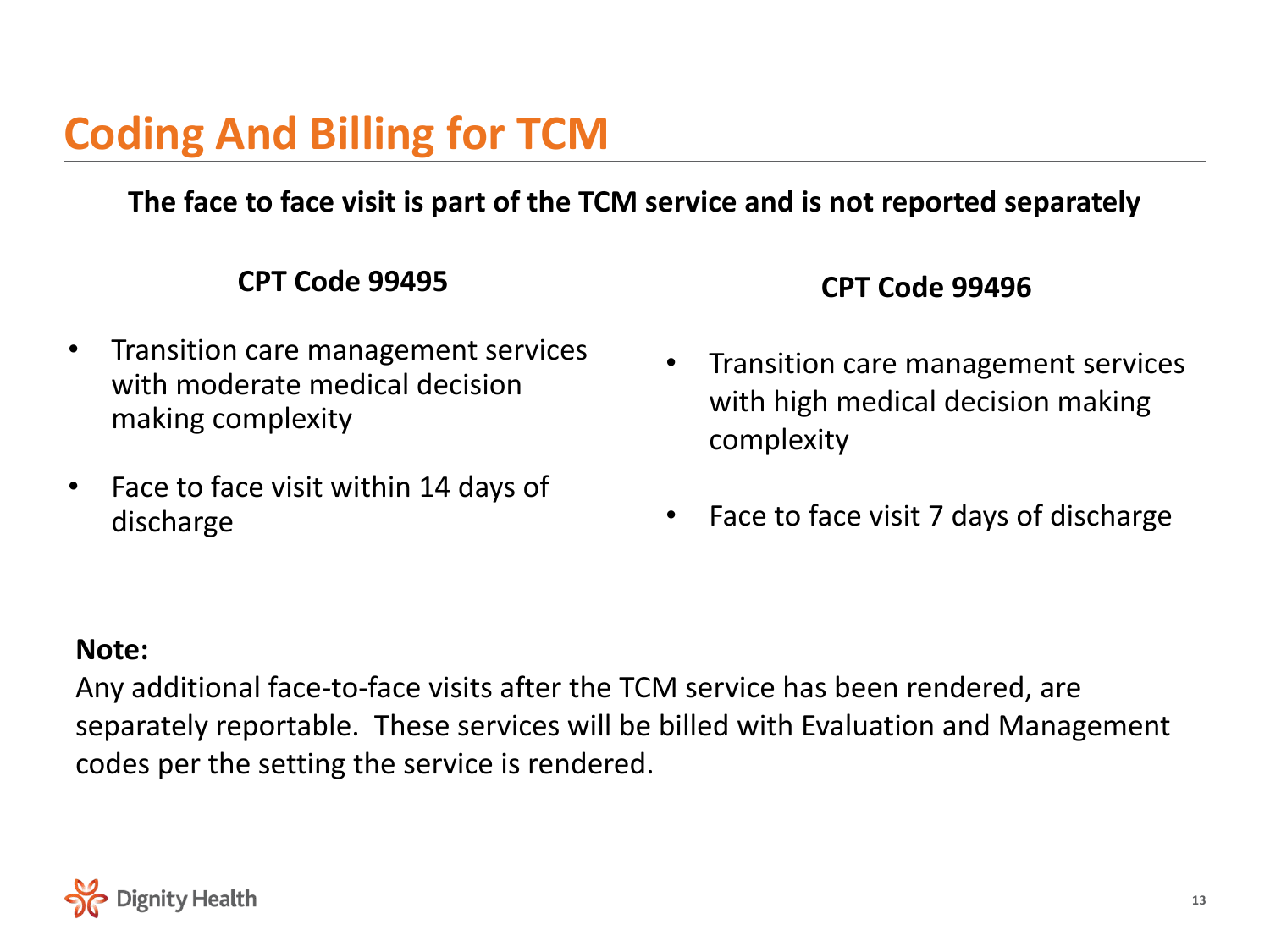# Coding And Billing for TCM

**The face to face visit is part of the TCM service and is not reported separately**

**CPT Code 99495**

- Transition care management services with moderate medical decision making complexity
- Face to face visit within 14 days of discharge

**CPT Code 99496**

- Transition care management services with high medical decision making complexity
- Face to face visit 7 days of discharge

**Note:**

Any additional face-to-face visits after the TCM service has been rendered, are separately reportable. These services will be billed with Evaluation and Management codes per the setting the service is rendered.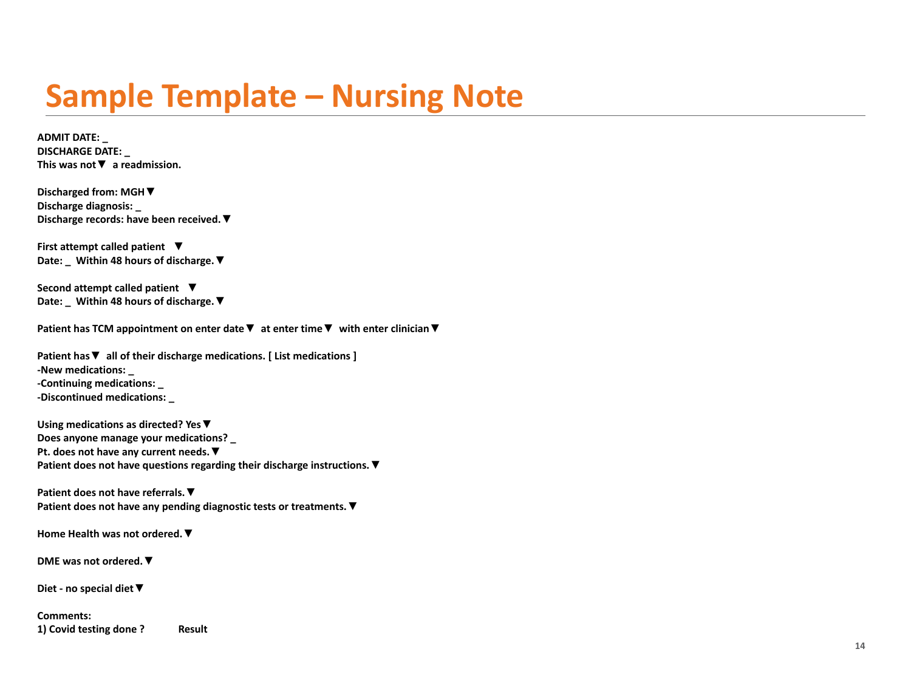# Sample Template – Nursing Note

**ADMIT DATE: _**
**DISCHARGE DATE: _**
**This was not▼ a readmission.**

**Discharged from: MGH▼**
**Discharge diagnosis: _**
**Discharge records: have been received.▼**

**First attempt called patient ▼**
**Date: _ Within 48 hours of discharge.▼**

**Second attempt called patient ▼**
**Date: _ Within 48 hours of discharge.▼**

**Patient has TCM appointment on enter date▼ at enter time▼ with enter clinician▼**

**Patient has▼ all of their discharge medications. [ List medications ]**
**-New medications: _**
**-Continuing medications: _**
**-Discontinued medications: _**

**Using medications as directed? Yes▼**
**Does anyone manage your medications? _**
**Pt. does not have any current needs.▼**
**Patient does not have questions regarding their discharge instructions.▼**

**Patient does not have referrals.▼**
**Patient does not have any pending diagnostic tests or treatments.▼**

**Home Health was not ordered.▼**

**DME was not ordered.▼**

**Diet - no special diet▼**

**Comments:**
**1) Covid testing done ? Result**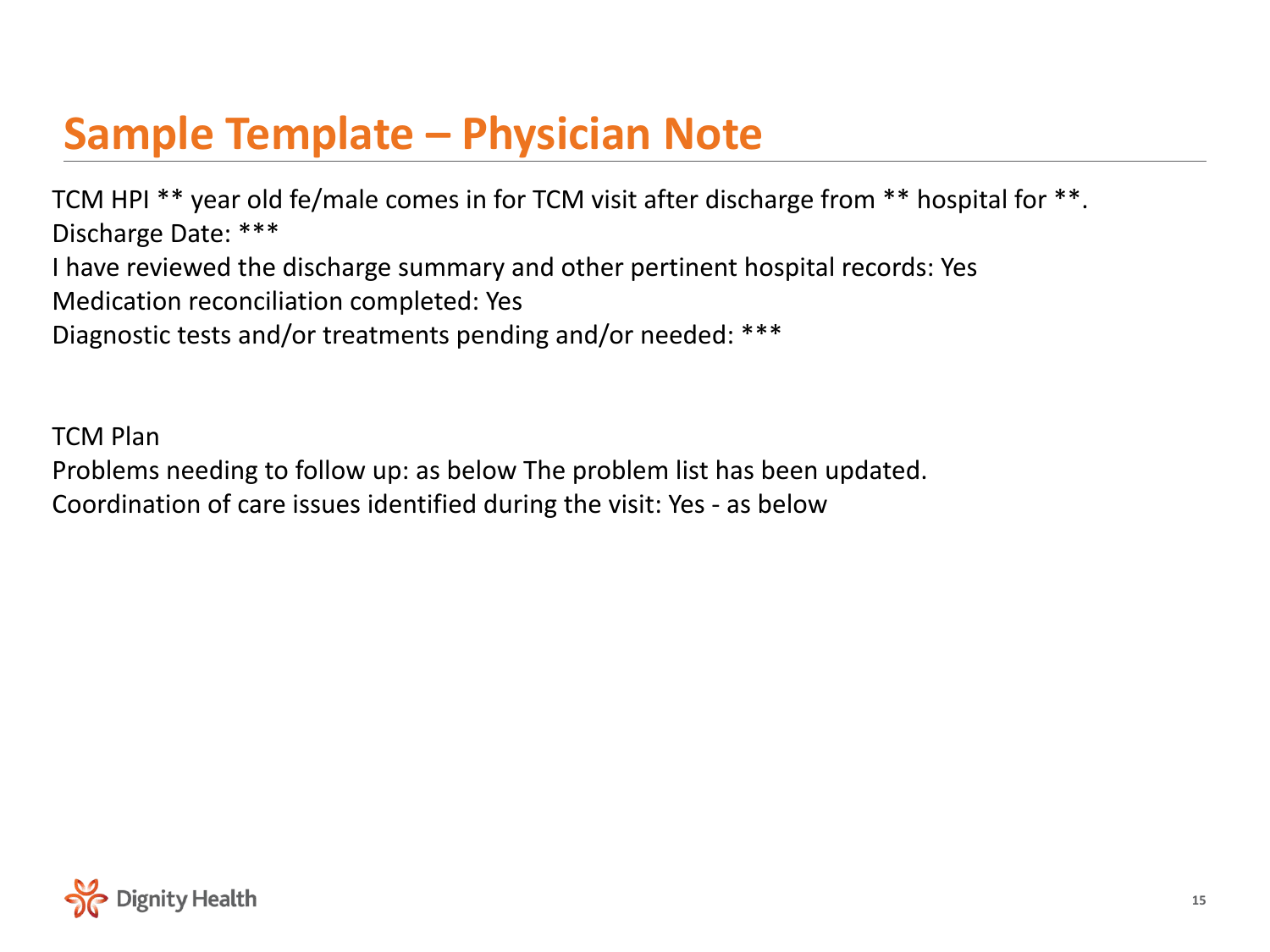# Sample Template – Physician Note

TCM HPI ** year old fe/male comes in for TCM visit after discharge from ** hospital for **.
Discharge Date: ***
I have reviewed the discharge summary and other pertinent hospital records: Yes
Medication reconciliation completed: Yes
Diagnostic tests and/or treatments pending and/or needed: ***

TCM Plan
Problems needing to follow up: as below The problem list has been updated.
Coordination of care issues identified during the visit: Yes - as below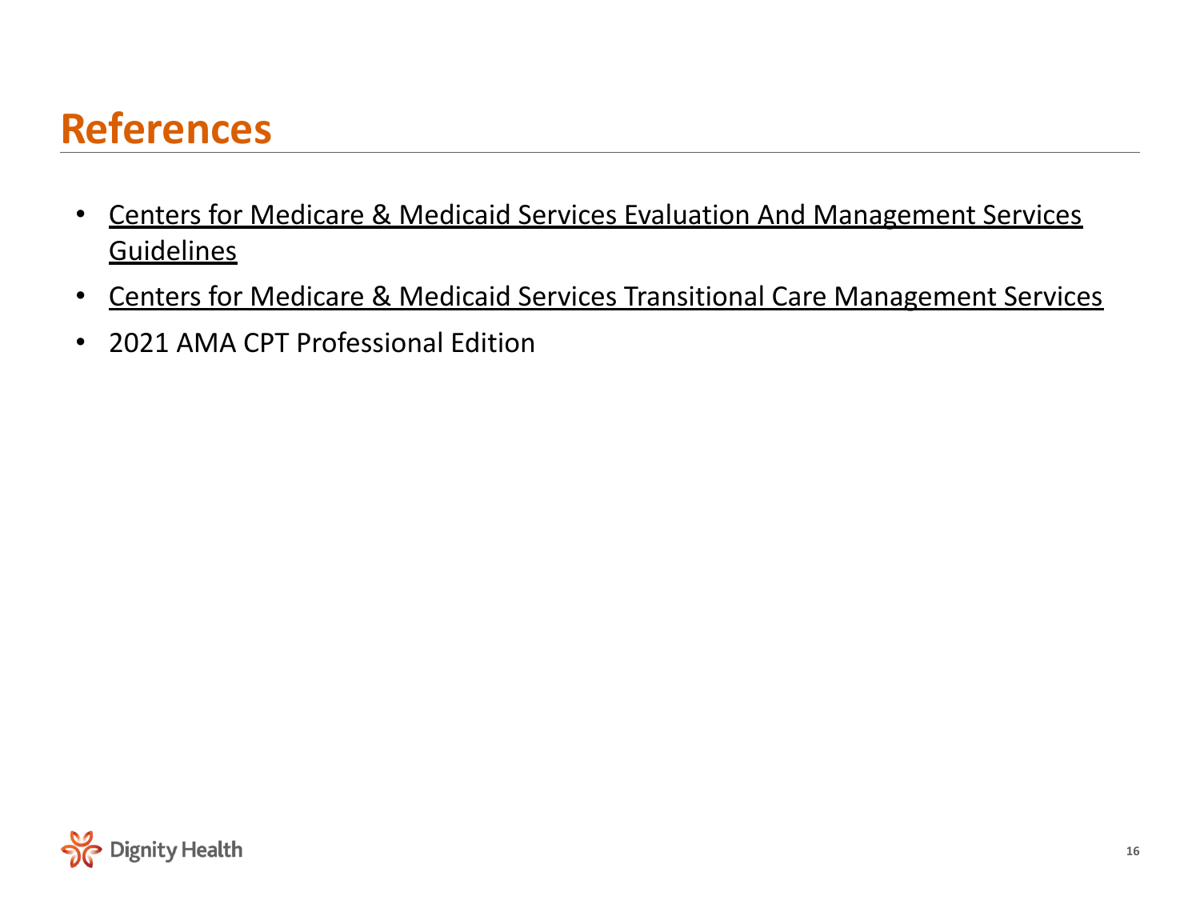# References

- Centers for Medicare & Medicaid Services Evaluation And Management Services Guidelines
- Centers for Medicare & Medicaid Services Transitional Care Management Services
- 2021 AMA CPT Professional Edition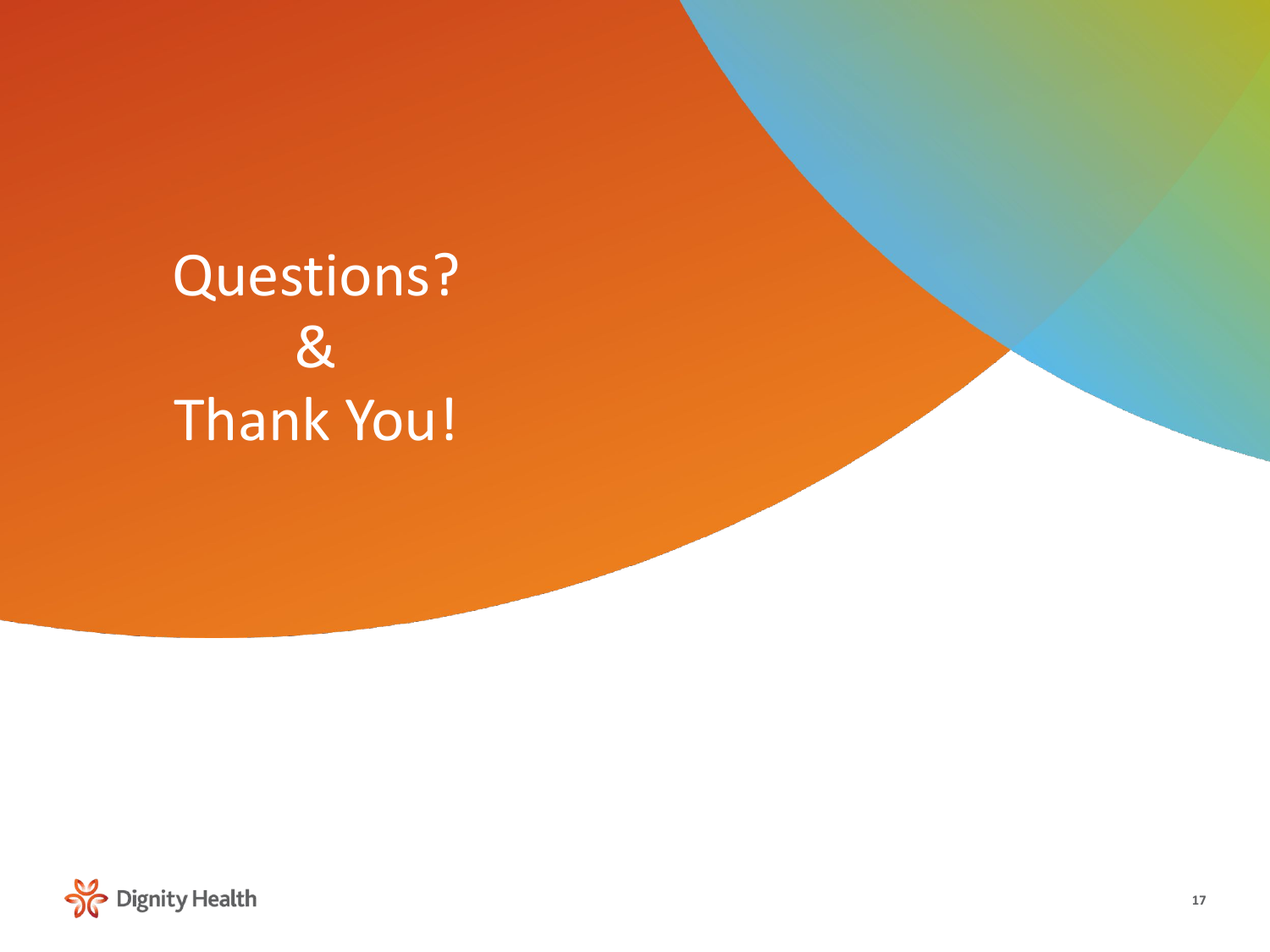# Questions?
# &
# Thank You!

Dignity Health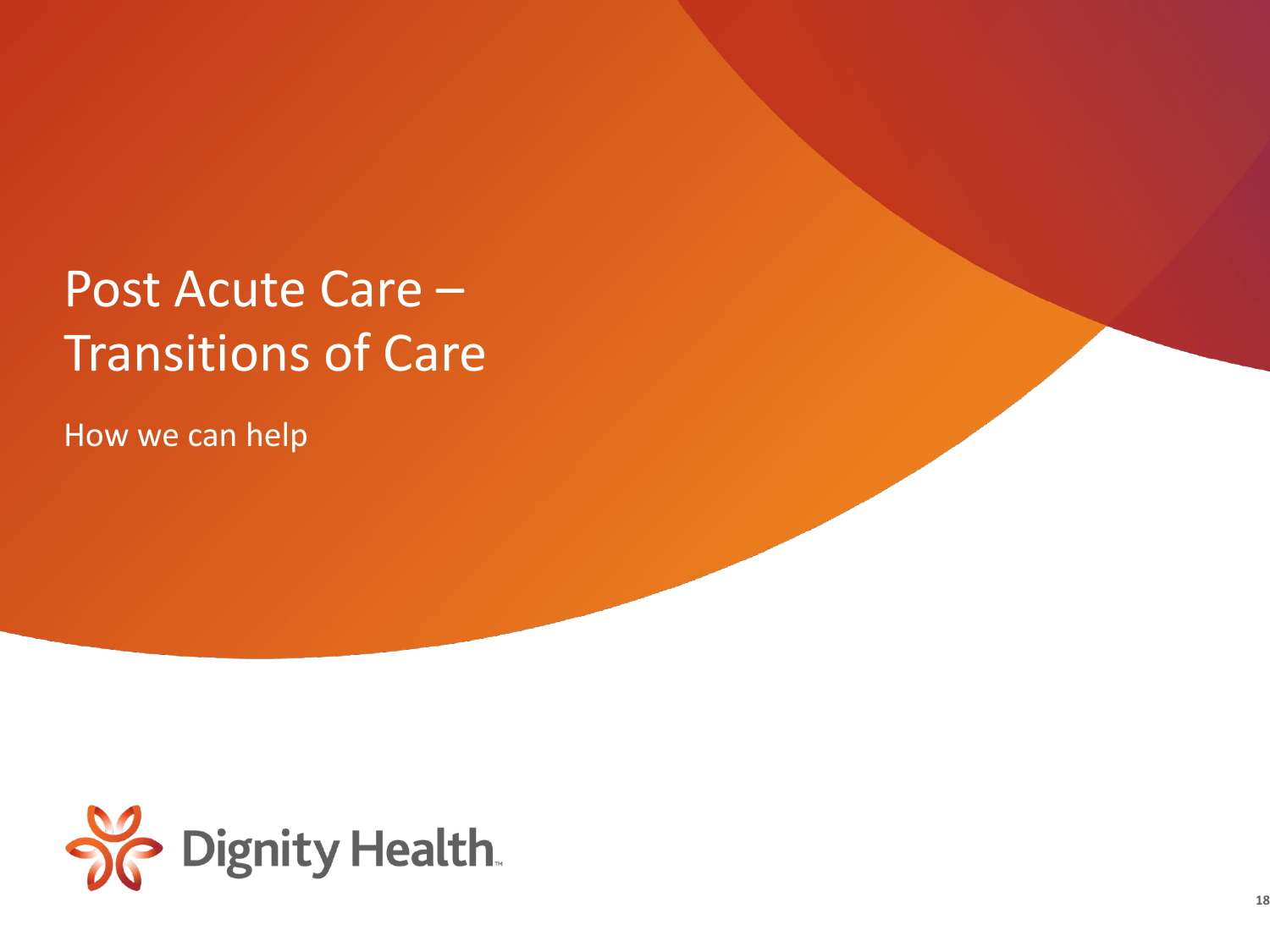# Post Acute Care – Transitions of Care

How we can help

Dignity Health.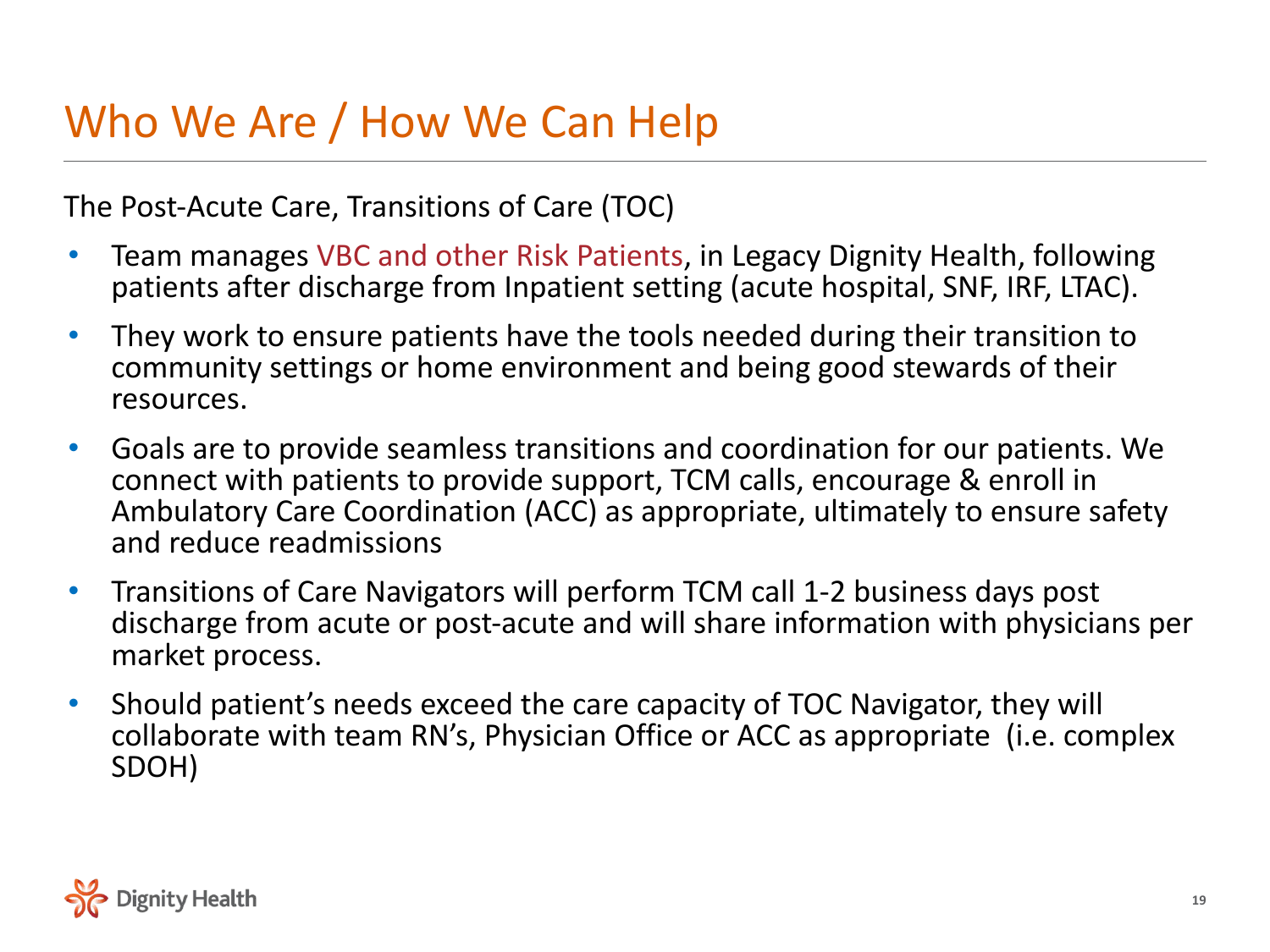# Who We Are / How We Can Help

The Post-Acute Care, Transitions of Care (TOC)

- Team manages VBC and other Risk Patients, in Legacy Dignity Health, following patients after discharge from Inpatient setting (acute hospital, SNF, IRF, LTAC).
- They work to ensure patients have the tools needed during their transition to community settings or home environment and being good stewards of their resources.
- Goals are to provide seamless transitions and coordination for our patients. We connect with patients to provide support, TCM calls, encourage & enroll in Ambulatory Care Coordination (ACC) as appropriate, ultimately to ensure safety and reduce readmissions
- Transitions of Care Navigators will perform TCM call 1-2 business days post discharge from acute or post-acute and will share information with physicians per market process.
- Should patient's needs exceed the care capacity of TOC Navigator, they will collaborate with team RN's, Physician Office or ACC as appropriate (i.e. complex SDOH)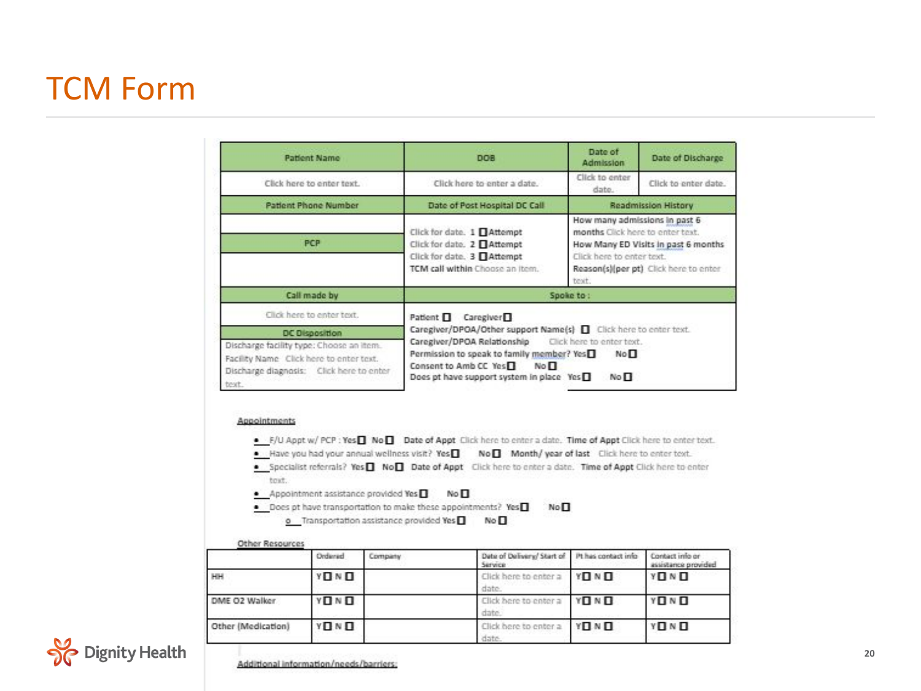# TCM Form

| Patient Name | DOB | Date of Admission | Date of Discharge |
|---|---|---|---|
| Click here to enter text. | Click here to enter a date. | Click to enter date. | Click to enter date. |
| Patient Phone Number | Date of Post Hospital DC Call | Readmission History | |
| | Click for date. 1 ☐Attempt<br>Click for date. 2 ☐Attempt<br>Click for date. 3 ☐Attempt<br>TCM call within Choose an item. | How many admissions in past 6 months Click here to enter text.<br>How Many ED Visits in past 6 months Click here to enter text.<br>Reason(s)(per pt) Click here to enter text. | |
| PCP | | | |
| | | | |
| Call made by | Spoke to : | | |
| Click here to enter text. | Patient ☐ Caregiver☐<br>Caregiver/DPOA/Other support Name(s) ☐ Click here to enter text.<br>Caregiver/DPOA Relationship Click here to enter text.<br>Permission to speak to family member? Yes☐ No☐<br>Consent to Amb CC Yes☐ No☐<br>Does pt have support system in place Yes☐ No☐ | | |
| DC Disposition | | | |
| Discharge facility type: Choose an item.<br>Facility Name Click here to enter text.<br>Discharge diagnosis: Click here to enter text. | | | |

**Appointments**

- F/U Appt w/ PCP : Yes☐ No☐ Date of Appt Click here to enter a date. Time of Appt Click here to enter text.
- Have you had your annual wellness visit? Yes☐ No☐ Month/ year of last Click here to enter text.
- Specialist referrals? Yes☐ No☐ Date of Appt Click here to enter a date. Time of Appt Click here to enter text.
- Appointment assistance provided Yes☐ No☐
- Does pt have transportation to make these appointments? Yes☐ No☐
  - Transportation assistance provided Yes☐ No☐

**Other Resources**

| | Ordered | Company | Date of Delivery/ Start of Service | Pt has contact info | Contact info or assistance provided |
|---|---|---|---|---|---|
| HH | Y☐ N ☐ | | Click here to enter a date. | Y☐ N ☐ | Y☐ N ☐ |
| DME O2 Walker | Y☐ N ☐ | | Click here to enter a date. | Y☐ N ☐ | Y☐ N ☐ |
| Other (Medication) | Y☐ N ☐ | | Click here to enter a date. | Y☐ N ☐ | Y☐ N ☐ |

**Additional information/needs/barriers:**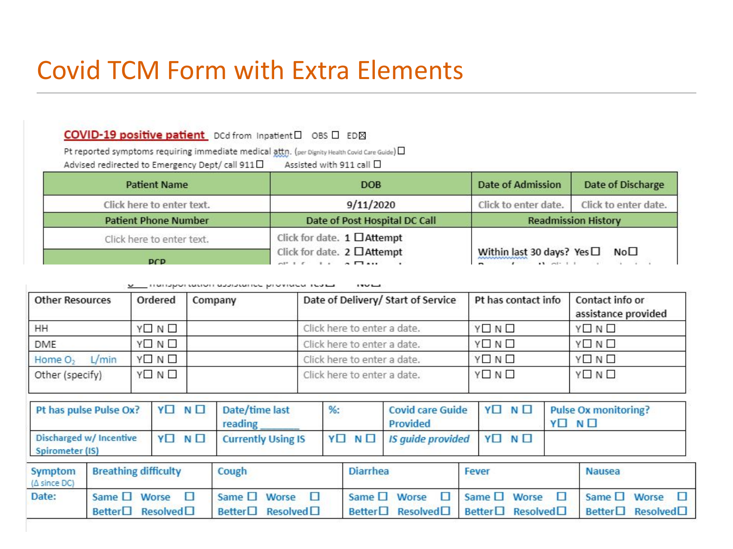# Covid TCM Form with Extra Elements

**COVID-19 positive patient** DCd from Inpatient☐ OBS ☐ ED☒

Pt reported symptoms requiring immediate medical attn. (per Dignity Health Covid Care Guide) ☐

Advised redirected to Emergency Dept/ call 911☐ Assisted with 911 call ☐

| Patient Name | DOB | Date of Admission | Date of Discharge |
|---|---|---|---|
| Click here to enter text. | 9/11/2020 | Click to enter date. | Click to enter date. |
| **Patient Phone Number** | **Date of Post Hospital DC Call** | **Readmission History** | |
| Click here to enter text. | Click for date. 1 ☐Attempt<br>Click for date. 2 ☐Attempt | Within last 30 days? Yes☐ No☐ | |
| **PCP** | | | |

Transportation assistance provided Yes☐ No☐

| Other Resources | Ordered | Company | Date of Delivery/ Start of Service | Pt has contact info | Contact info or assistance provided |
|---|---|---|---|---|---|
| HH | Y☐ N ☐ | | Click here to enter a date. | Y☐ N ☐ | Y☐ N ☐ |
| DME | Y☐ N ☐ | | Click here to enter a date. | Y☐ N ☐ | Y☐ N ☐ |
| Home $O_2$ L/min | Y☐ N ☐ | | Click here to enter a date. | Y☐ N ☐ | Y☐ N ☐ |
| Other (specify) | Y☐ N ☐ | | Click here to enter a date. | Y☐ N ☐ | Y☐ N ☐ |

| Pt has pulse Pulse Ox? | Y☐ N ☐ | Date/time last reading _______ | %: | Covid care Guide Provided | Y☐ N ☐ | Pulse Ox monitoring? Y☐ N ☐ |
|---|---|---|---|---|---|---|
| Discharged w/ Incentive Spirometer (IS) | Y☐ N ☐ | Currently Using IS | Y☐ N ☐ | *IS guide provided* | Y☐ N ☐ | |

| Symptom (Δ since DC) | Breathing difficulty | Cough | Diarrhea | Fever | Nausea |
|---|---|---|---|---|---|
| Date: | Same ☐ Worse ☐<br>Better☐ Resolved☐ | Same ☐ Worse ☐<br>Better☐ Resolved☐ | Same ☐ Worse ☐<br>Better☐ Resolved☐ | Same ☐ Worse ☐<br>Better☐ Resolved☐ | Same ☐ Worse ☐<br>Better☐ Resolved☐ |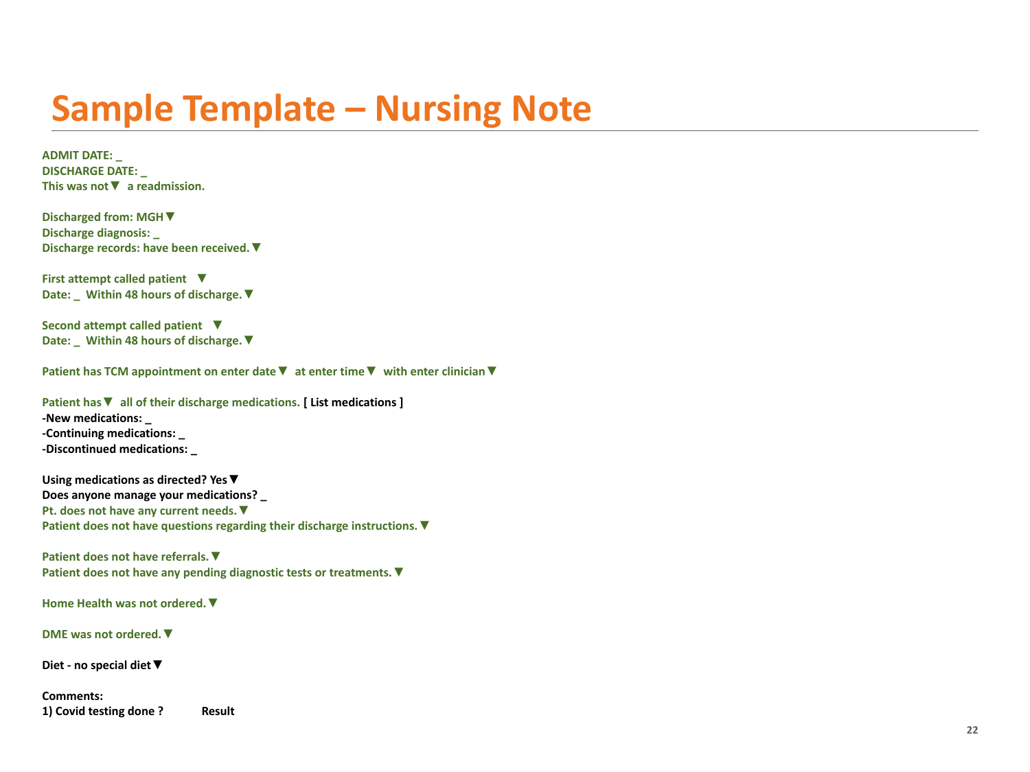# Sample Template – Nursing Note

**ADMIT DATE: _**
**DISCHARGE DATE: _**
**This was not▼ a readmission.**

**Discharged from: MGH▼**
**Discharge diagnosis: _**
**Discharge records: have been received.▼**

**First attempt called patient ▼**
**Date: _ Within 48 hours of discharge.▼**

**Second attempt called patient ▼**
**Date: _ Within 48 hours of discharge.▼**

**Patient has TCM appointment on enter date▼ at enter time▼ with enter clinician▼**

**Patient has▼ all of their discharge medications. [ List medications ]**
**-New medications: _**
**-Continuing medications: _**
**-Discontinued medications: _**

**Using medications as directed? Yes▼**
**Does anyone manage your medications? _**
**Pt. does not have any current needs.▼**
**Patient does not have questions regarding their discharge instructions.▼**

**Patient does not have referrals.▼**
**Patient does not have any pending diagnostic tests or treatments.▼**

**Home Health was not ordered.▼**

**DME was not ordered.▼**

**Diet - no special diet▼**

**Comments:**
**1) Covid testing done ?** **Result**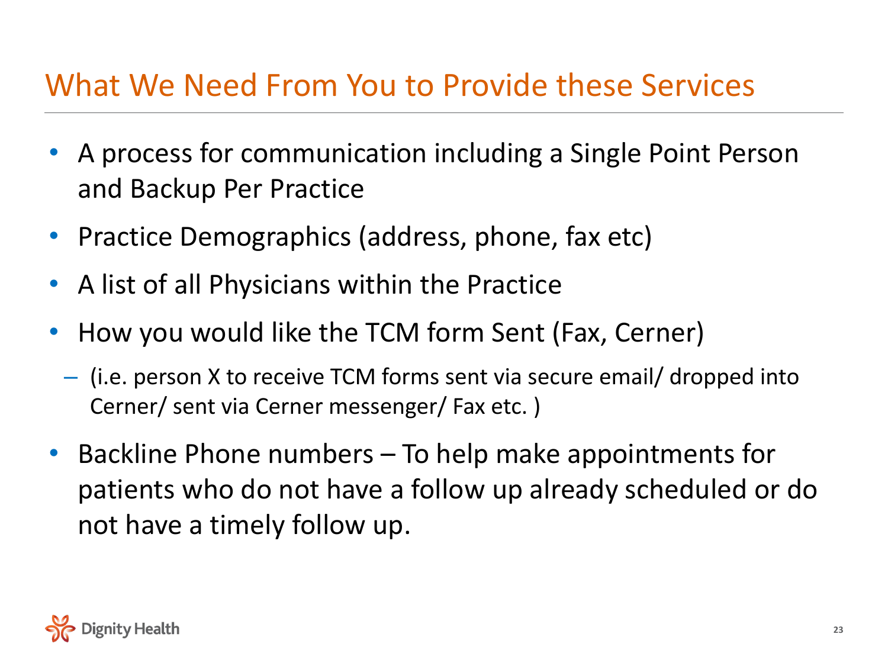# What We Need From You to Provide these Services

- A process for communication including a Single Point Person and Backup Per Practice
- Practice Demographics (address, phone, fax etc)
- A list of all Physicians within the Practice
- How you would like the TCM form Sent (Fax, Cerner)
  - (i.e. person X to receive TCM forms sent via secure email/ dropped into Cerner/ sent via Cerner messenger/ Fax etc. )
- Backline Phone numbers – To help make appointments for patients who do not have a follow up already scheduled or do not have a timely follow up.

Dignity Health